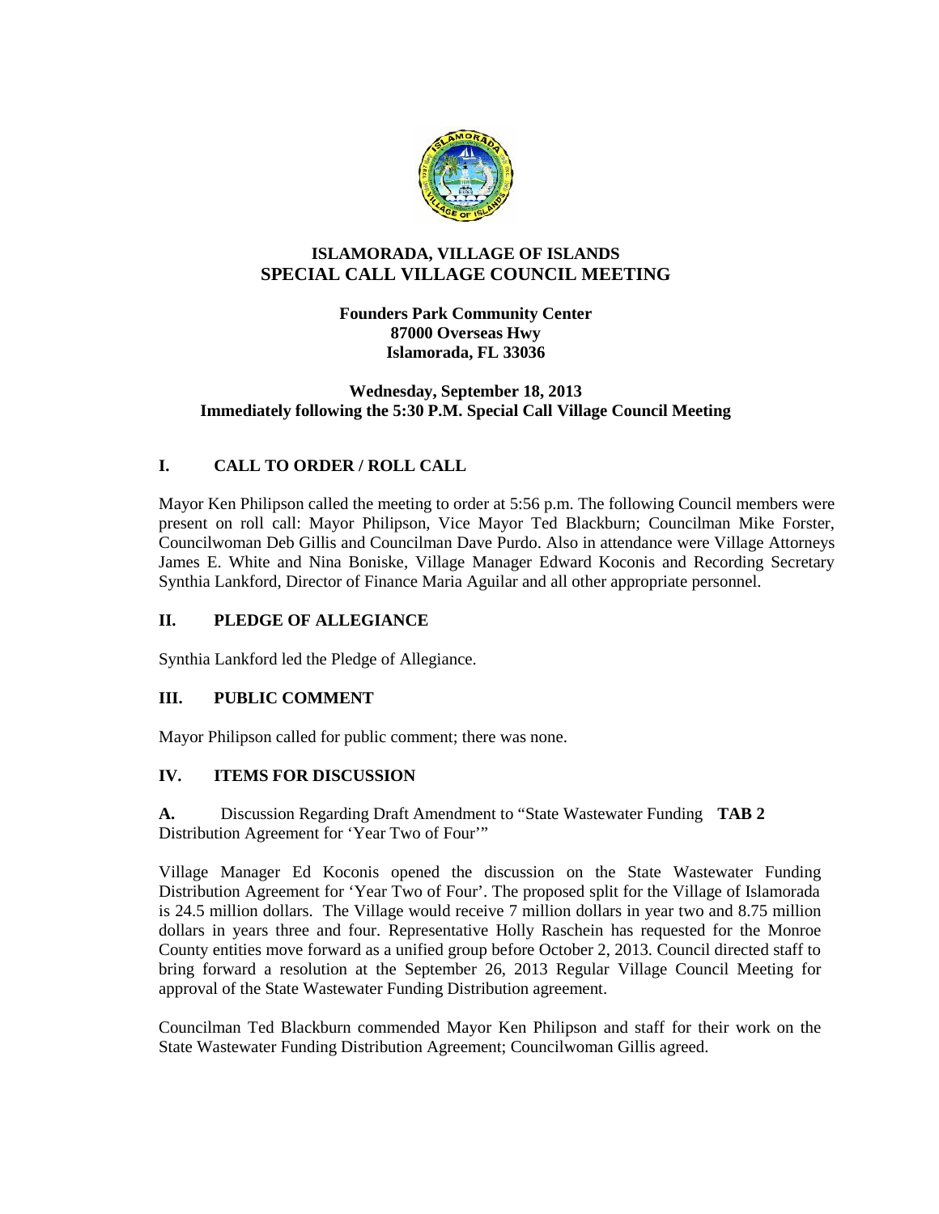# ISLAMORADA, VILLAGE OF ISLANDS
## SPECIAL CALL VILLAGE COUNCIL MEETING

**Founders Park Community Center**
**87000 Overseas Hwy**
**Islamorada, FL 33036**

**Wednesday, September 18, 2013**
**Immediately following the 5:30 P.M. Special Call Village Council Meeting**

### I. CALL TO ORDER / ROLL CALL

Mayor Ken Philipson called the meeting to order at 5:56 p.m. The following Council members were present on roll call: Mayor Philipson, Vice Mayor Ted Blackburn; Councilman Mike Forster, Councilwoman Deb Gillis and Councilman Dave Purdo. Also in attendance were Village Attorneys James E. White and Nina Boniske, Village Manager Edward Koconis and Recording Secretary Synthia Lankford, Director of Finance Maria Aguilar and all other appropriate personnel.

### II. PLEDGE OF ALLEGIANCE

Synthia Lankford led the Pledge of Allegiance.

### III. PUBLIC COMMENT

Mayor Philipson called for public comment; there was none.

### IV. ITEMS FOR DISCUSSION

**A.** Discussion Regarding Draft Amendment to "State Wastewater Funding Distribution Agreement for 'Year Two of Four'" **TAB 2**

Village Manager Ed Koconis opened the discussion on the State Wastewater Funding Distribution Agreement for 'Year Two of Four'. The proposed split for the Village of Islamorada is 24.5 million dollars. The Village would receive 7 million dollars in year two and 8.75 million dollars in years three and four. Representative Holly Raschein has requested for the Monroe County entities move forward as a unified group before October 2, 2013. Council directed staff to bring forward a resolution at the September 26, 2013 Regular Village Council Meeting for approval of the State Wastewater Funding Distribution agreement.

Councilman Ted Blackburn commended Mayor Ken Philipson and staff for their work on the State Wastewater Funding Distribution Agreement; Councilwoman Gillis agreed.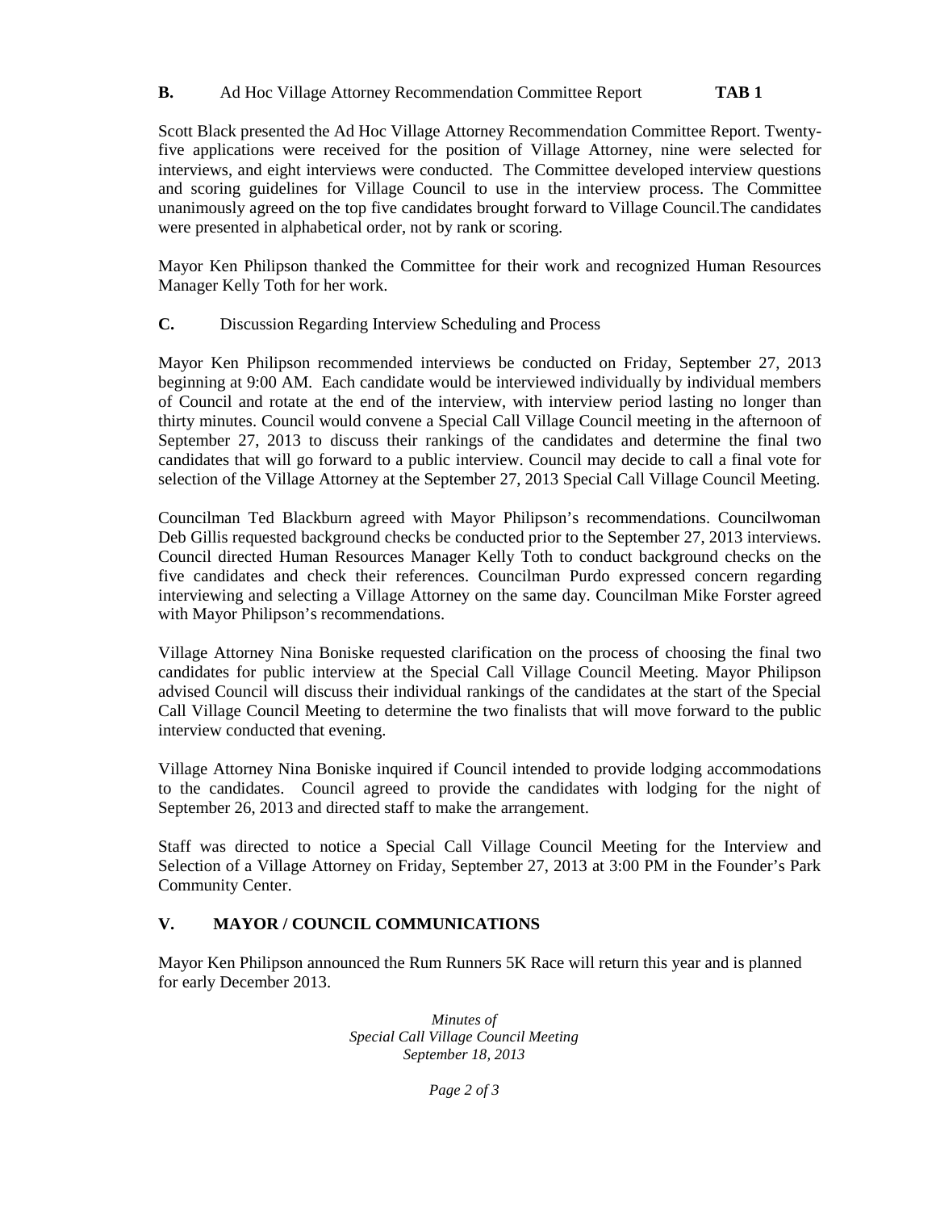**B.** Ad Hoc Village Attorney Recommendation Committee Report **TAB 1**

Scott Black presented the Ad Hoc Village Attorney Recommendation Committee Report. Twenty-five applications were received for the position of Village Attorney, nine were selected for interviews, and eight interviews were conducted. The Committee developed interview questions and scoring guidelines for Village Council to use in the interview process. The Committee unanimously agreed on the top five candidates brought forward to Village Council.The candidates were presented in alphabetical order, not by rank or scoring.

Mayor Ken Philipson thanked the Committee for their work and recognized Human Resources Manager Kelly Toth for her work.

**C.** Discussion Regarding Interview Scheduling and Process

Mayor Ken Philipson recommended interviews be conducted on Friday, September 27, 2013 beginning at 9:00 AM. Each candidate would be interviewed individually by individual members of Council and rotate at the end of the interview, with interview period lasting no longer than thirty minutes. Council would convene a Special Call Village Council meeting in the afternoon of September 27, 2013 to discuss their rankings of the candidates and determine the final two candidates that will go forward to a public interview. Council may decide to call a final vote for selection of the Village Attorney at the September 27, 2013 Special Call Village Council Meeting.

Councilman Ted Blackburn agreed with Mayor Philipson's recommendations. Councilwoman Deb Gillis requested background checks be conducted prior to the September 27, 2013 interviews. Council directed Human Resources Manager Kelly Toth to conduct background checks on the five candidates and check their references. Councilman Purdo expressed concern regarding interviewing and selecting a Village Attorney on the same day. Councilman Mike Forster agreed with Mayor Philipson's recommendations.

Village Attorney Nina Boniske requested clarification on the process of choosing the final two candidates for public interview at the Special Call Village Council Meeting. Mayor Philipson advised Council will discuss their individual rankings of the candidates at the start of the Special Call Village Council Meeting to determine the two finalists that will move forward to the public interview conducted that evening.

Village Attorney Nina Boniske inquired if Council intended to provide lodging accommodations to the candidates. Council agreed to provide the candidates with lodging for the night of September 26, 2013 and directed staff to make the arrangement.

Staff was directed to notice a Special Call Village Council Meeting for the Interview and Selection of a Village Attorney on Friday, September 27, 2013 at 3:00 PM in the Founder's Park Community Center.

## V. MAYOR / COUNCIL COMMUNICATIONS

Mayor Ken Philipson announced the Rum Runners 5K Race will return this year and is planned for early December 2013.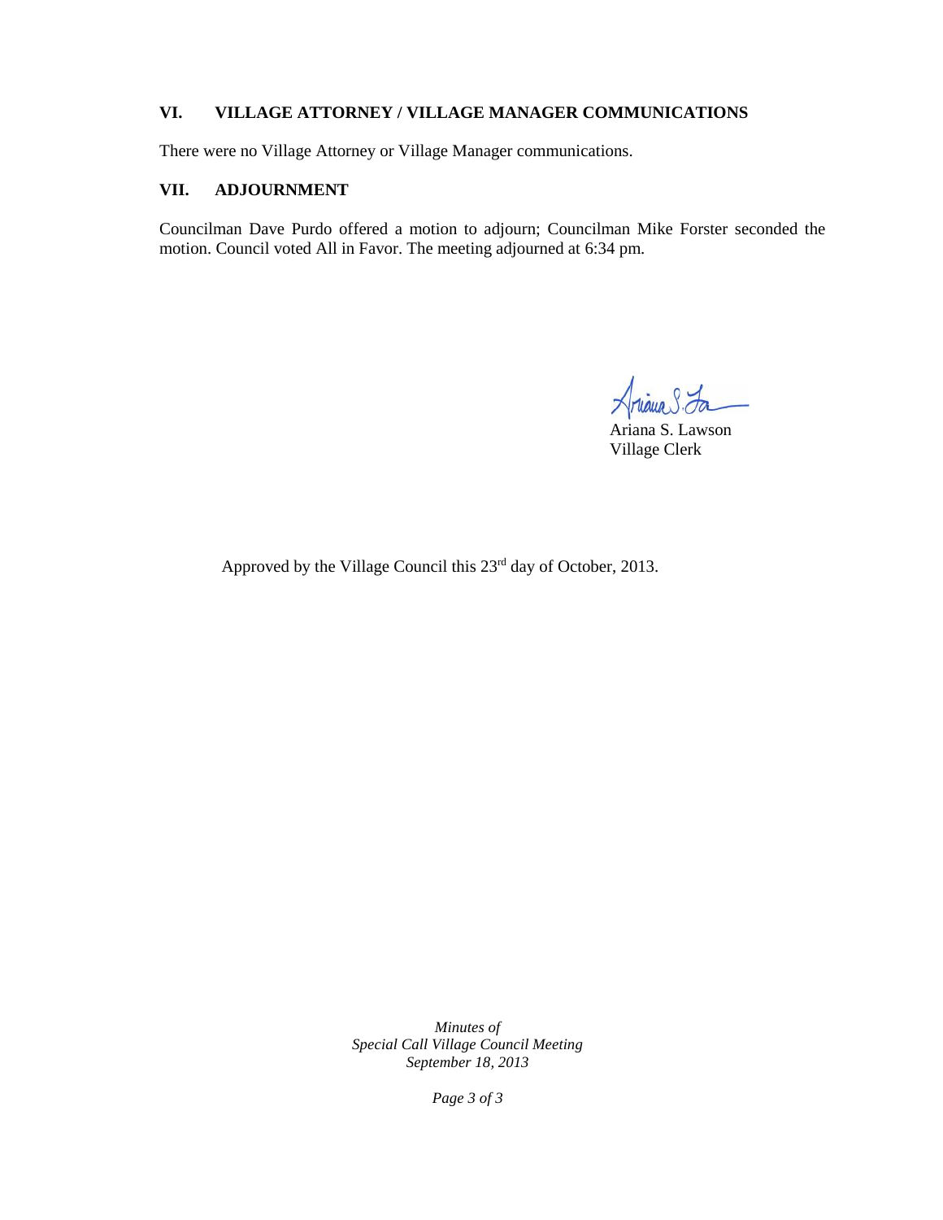## VI. VILLAGE ATTORNEY / VILLAGE MANAGER COMMUNICATIONS

There were no Village Attorney or Village Manager communications.

## VII. ADJOURNMENT

Councilman Dave Purdo offered a motion to adjourn; Councilman Mike Forster seconded the motion. Council voted All in Favor. The meeting adjourned at 6:34 pm.

Ariana S. Lawson
Village Clerk

Approved by the Village Council this 23rd day of October, 2013.

*Minutes of*
*Special Call Village Council Meeting*
*September 18, 2013*